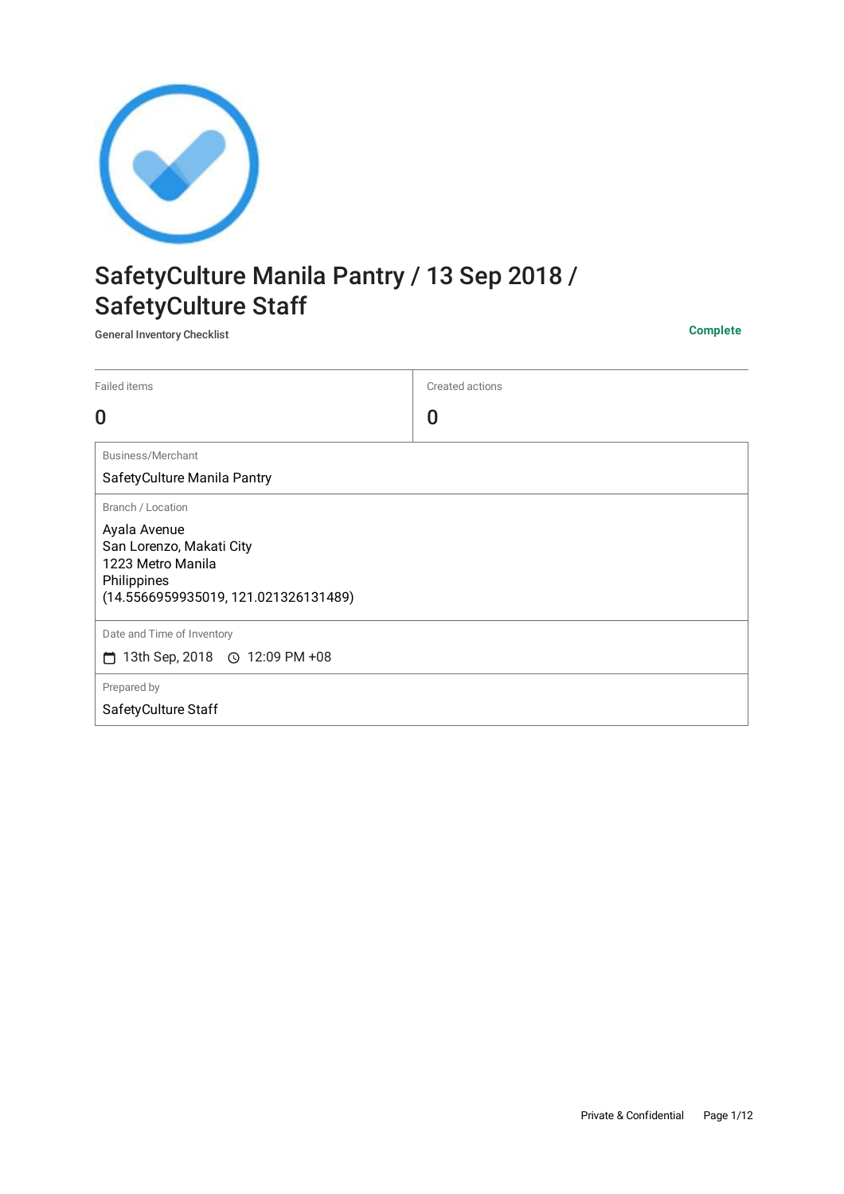# SafetyCulture Manila Pantry / 13 Sep 2018 / SafetyCulture Staff

General Inventory Checklist

**Complete**

| Failed items | Created actions |
| --- | --- |
| 0 | 0 |

| Business/Merchant |
| --- |
| SafetyCulture Manila Pantry |

| Branch / Location |
| --- |
| Ayala Avenue<br>San Lorenzo, Makati City<br>1223 Metro Manila<br>Philippines<br>(14.5566959935019, 121.021326131489) |

| Date and Time of Inventory |
| --- |
| 13th Sep, 2018 12:09 PM +08 |

| Prepared by |
| --- |
| SafetyCulture Staff |

Private & Confidential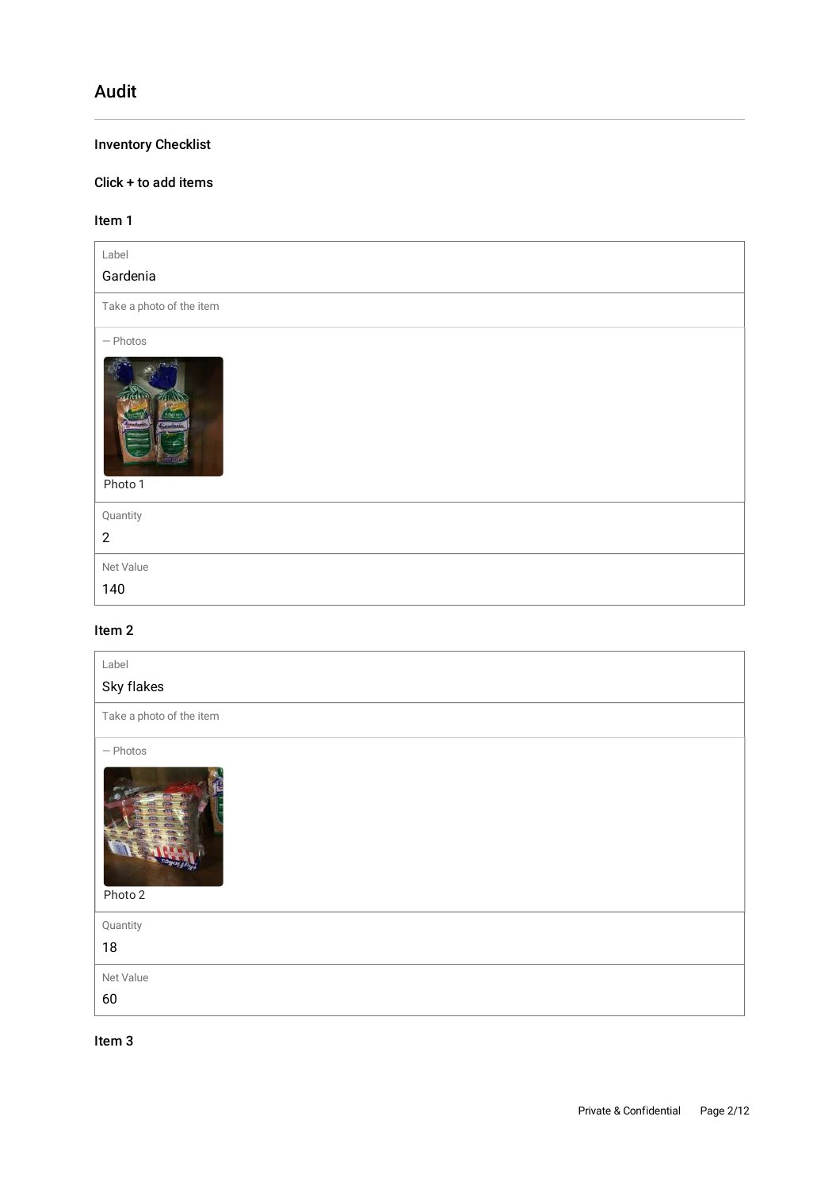# Audit

### Inventory Checklist

### Click + to add items

### Item 1

Label
Gardenia

Take a photo of the item

— Photos

Photo 1

Quantity
2

Net Value
140

### Item 2

Label
Sky flakes

Take a photo of the item

— Photos

Photo 2

Quantity
18

Net Value
60

### Item 3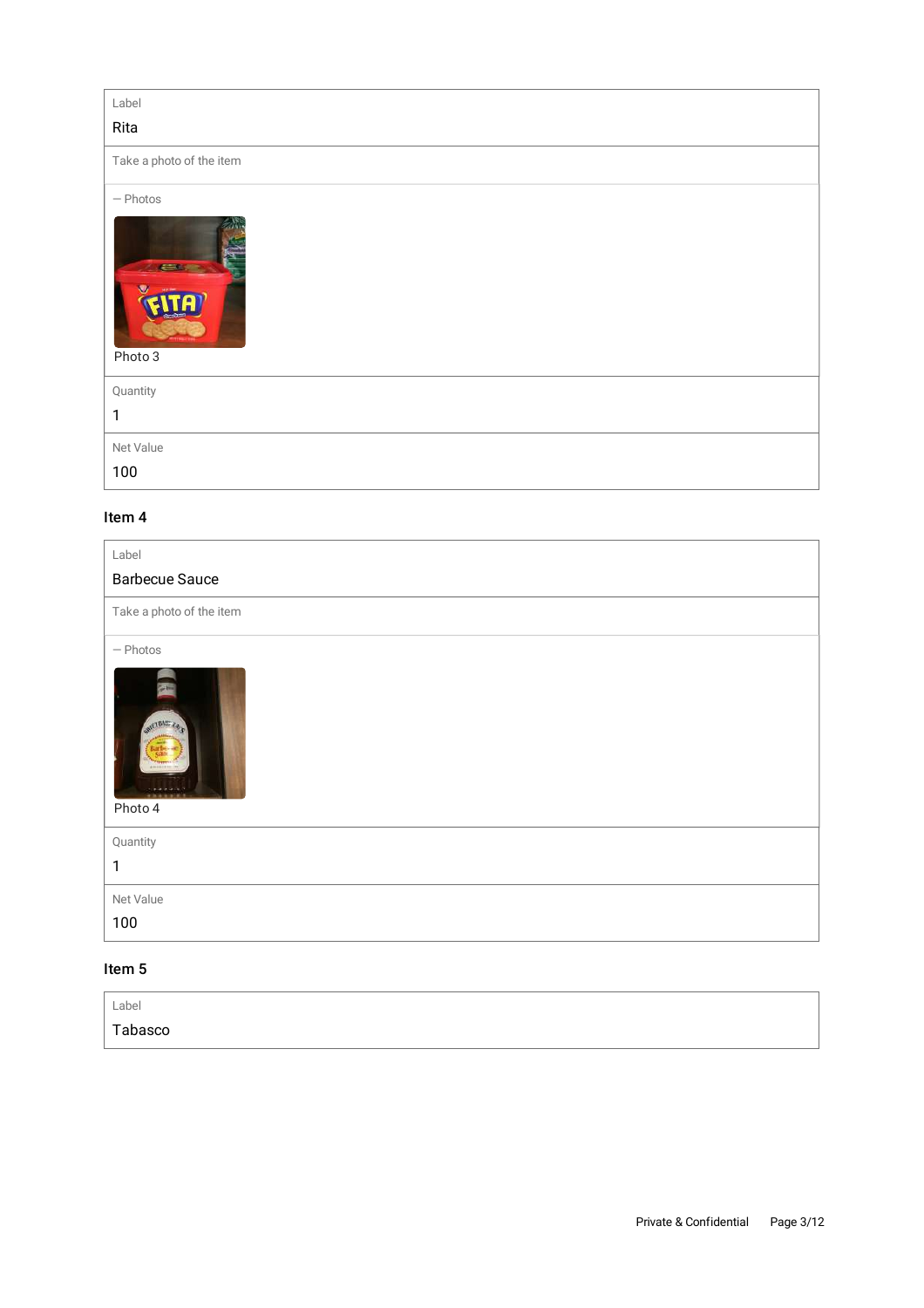| Label |
| --- |
| Rita |
| Take a photo of the item |
| — Photos |
| Photo 3 |
| Quantity |
| 1 |
| Net Value |
| 100 |

### Item 4

| Label |
| --- |
| Barbecue Sauce |
| Take a photo of the item |
| — Photos |
| Photo 4 |
| Quantity |
| 1 |
| Net Value |
| 100 |

### Item 5

| Label |
| --- |
| Tabasco |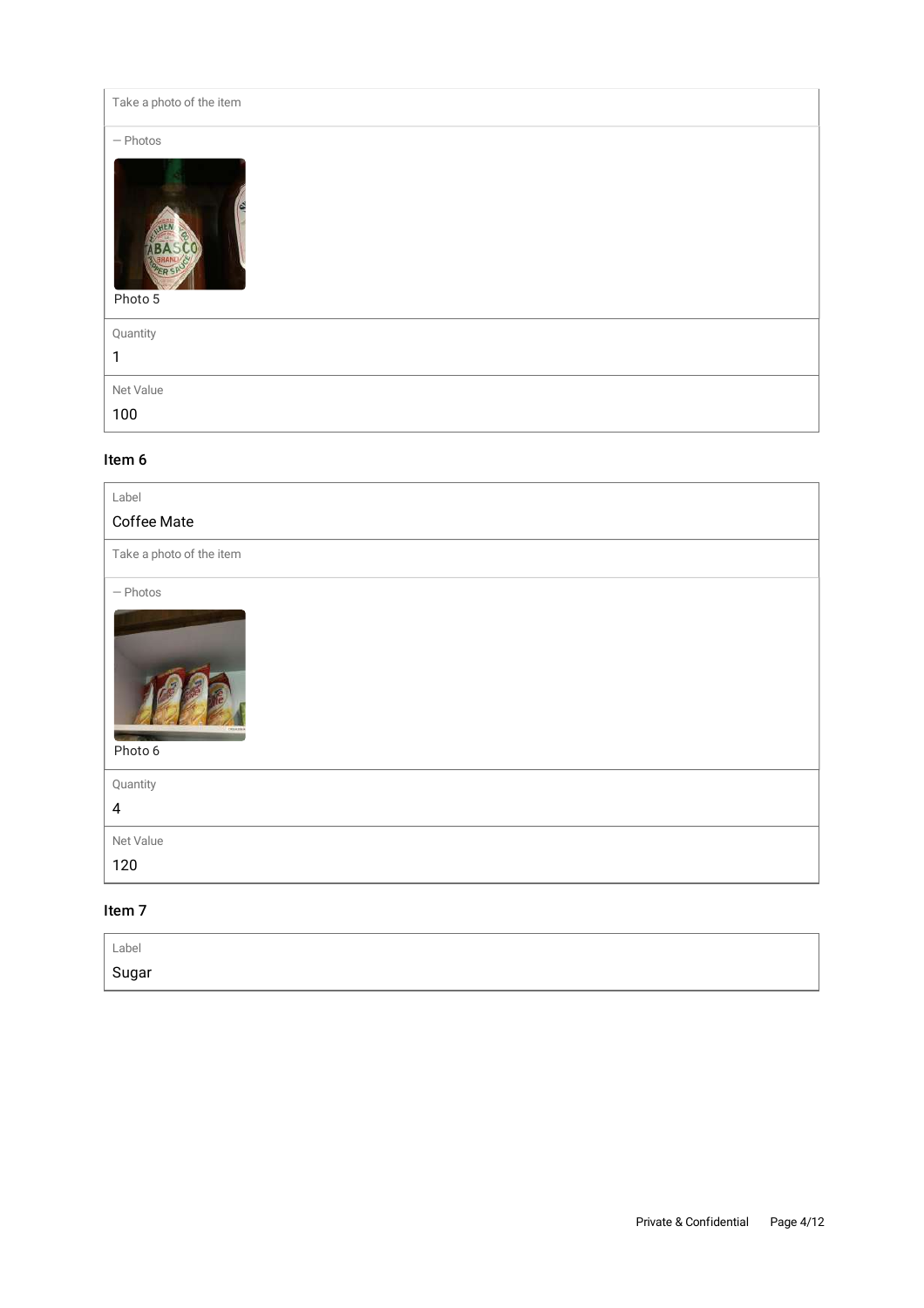Take a photo of the item

— Photos

Photo 5

Quantity

1

Net Value

100

### Item 6

Label

Coffee Mate

Take a photo of the item

— Photos

Photo 6

Quantity

4

Net Value

120

### Item 7

Label

Sugar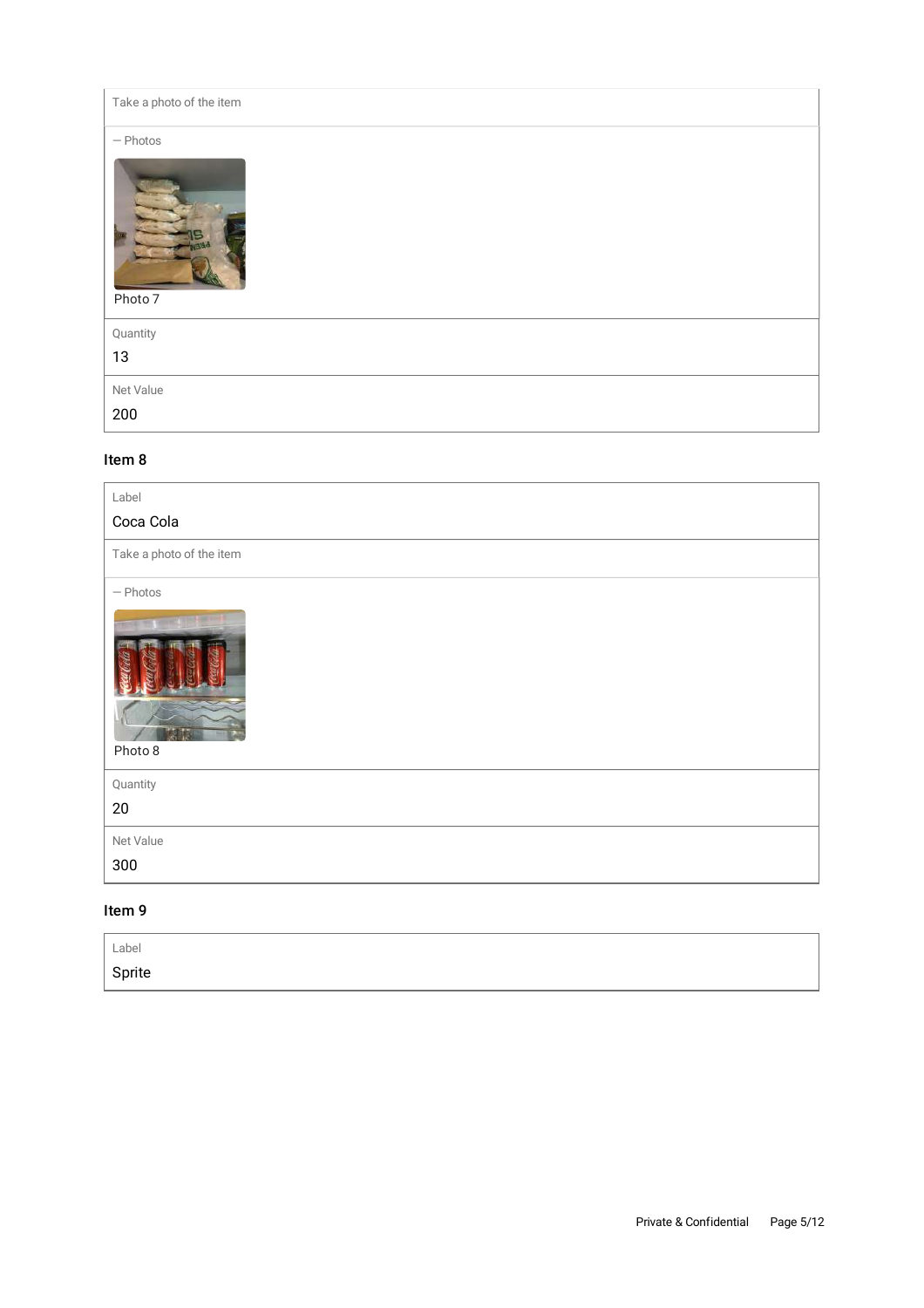Take a photo of the item

— Photos

Photo 7

Quantity

13

Net Value

200

### Item 8

Label

Coca Cola

Take a photo of the item

— Photos

Photo 8

Quantity

20

Net Value

300

### Item 9

Label

Sprite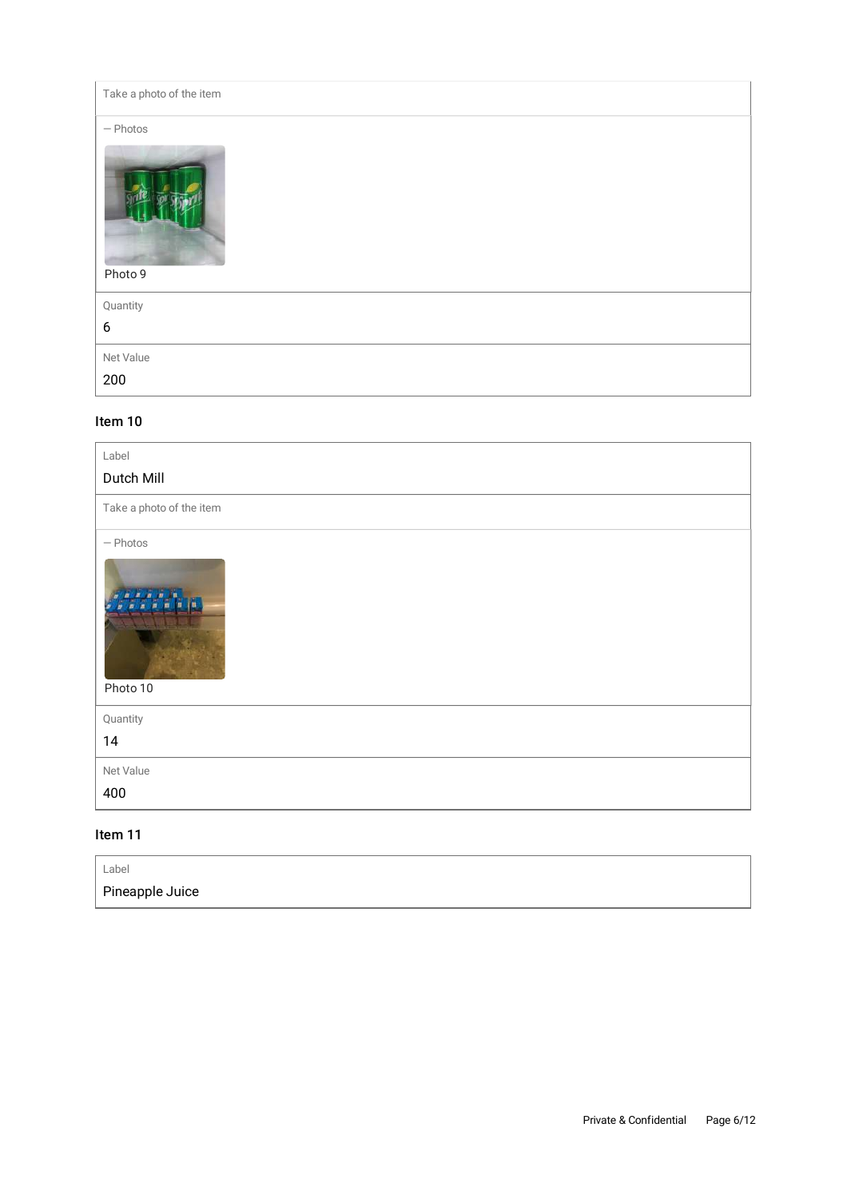Take a photo of the item

— Photos

Photo 9

Quantity

6

Net Value

200

### Item 10

Label

Dutch Mill

Take a photo of the item

— Photos

Photo 10

Quantity

14

Net Value

400

### Item 11

Label

Pineapple Juice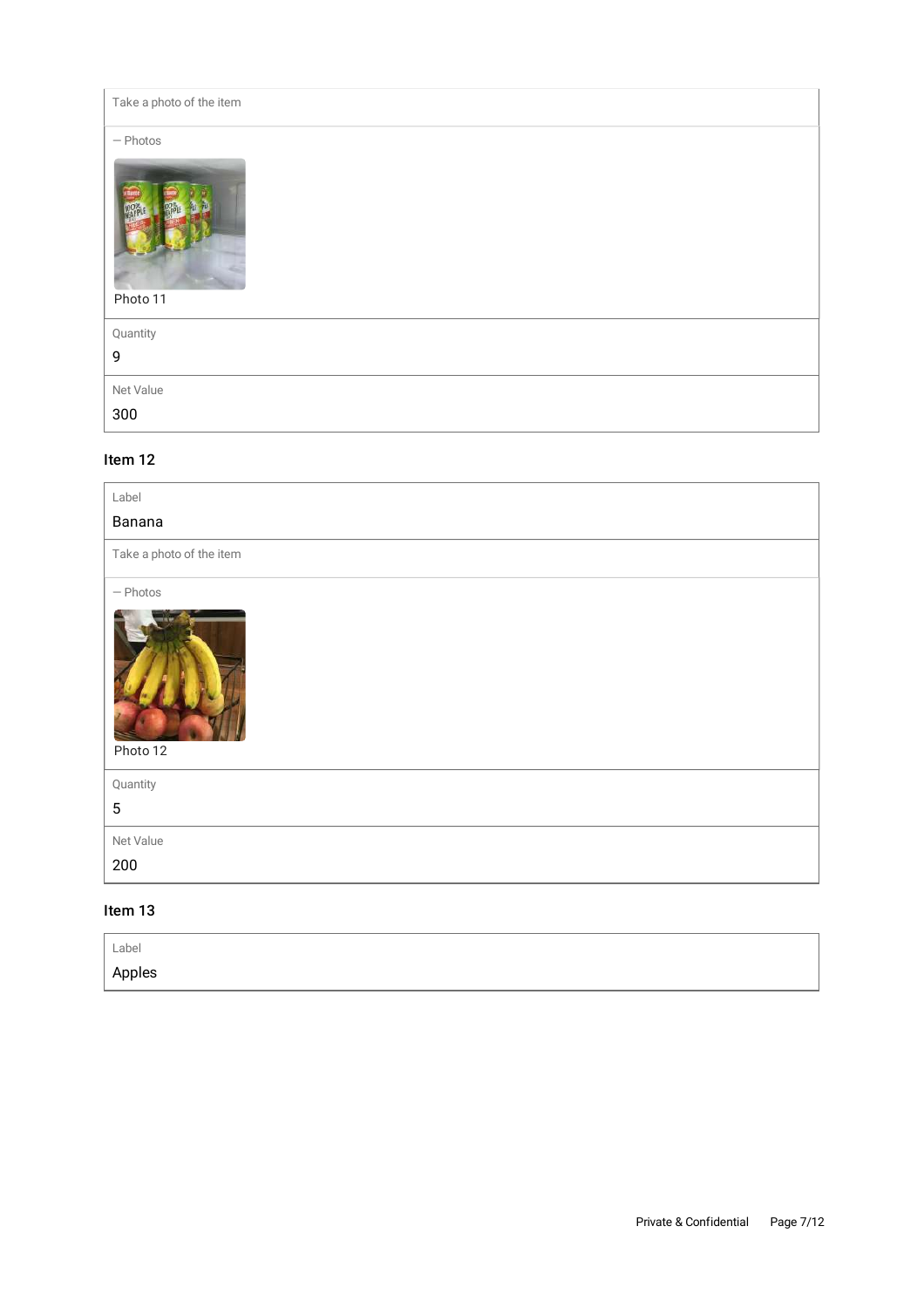Take a photo of the item

— Photos

Photo 11

Quantity

9

Net Value

300

### Item 12

Label

Banana

Take a photo of the item

— Photos

Photo 12

Quantity

5

Net Value

200

### Item 13

Label

Apples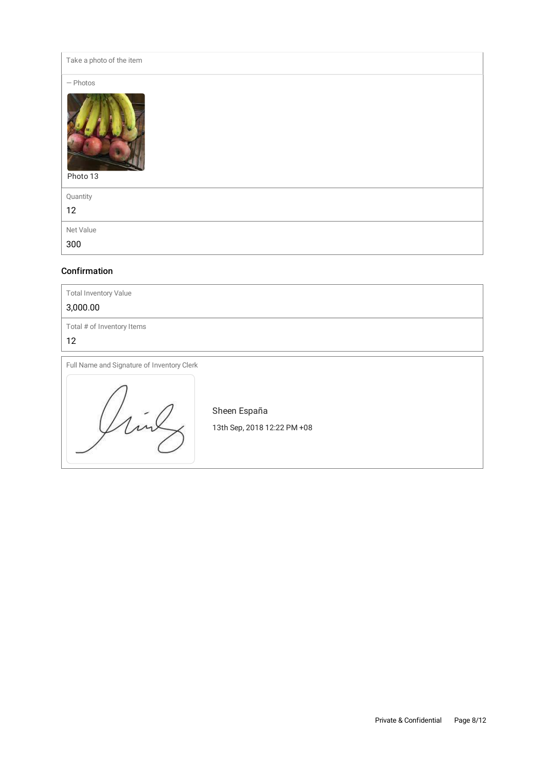Take a photo of the item

— Photos

Photo 13

Quantity

12

Net Value

300

## Confirmation

Total Inventory Value

3,000.00

Total # of Inventory Items

12

Full Name and Signature of Inventory Clerk

Sheen España

13th Sep, 2018 12:22 PM +08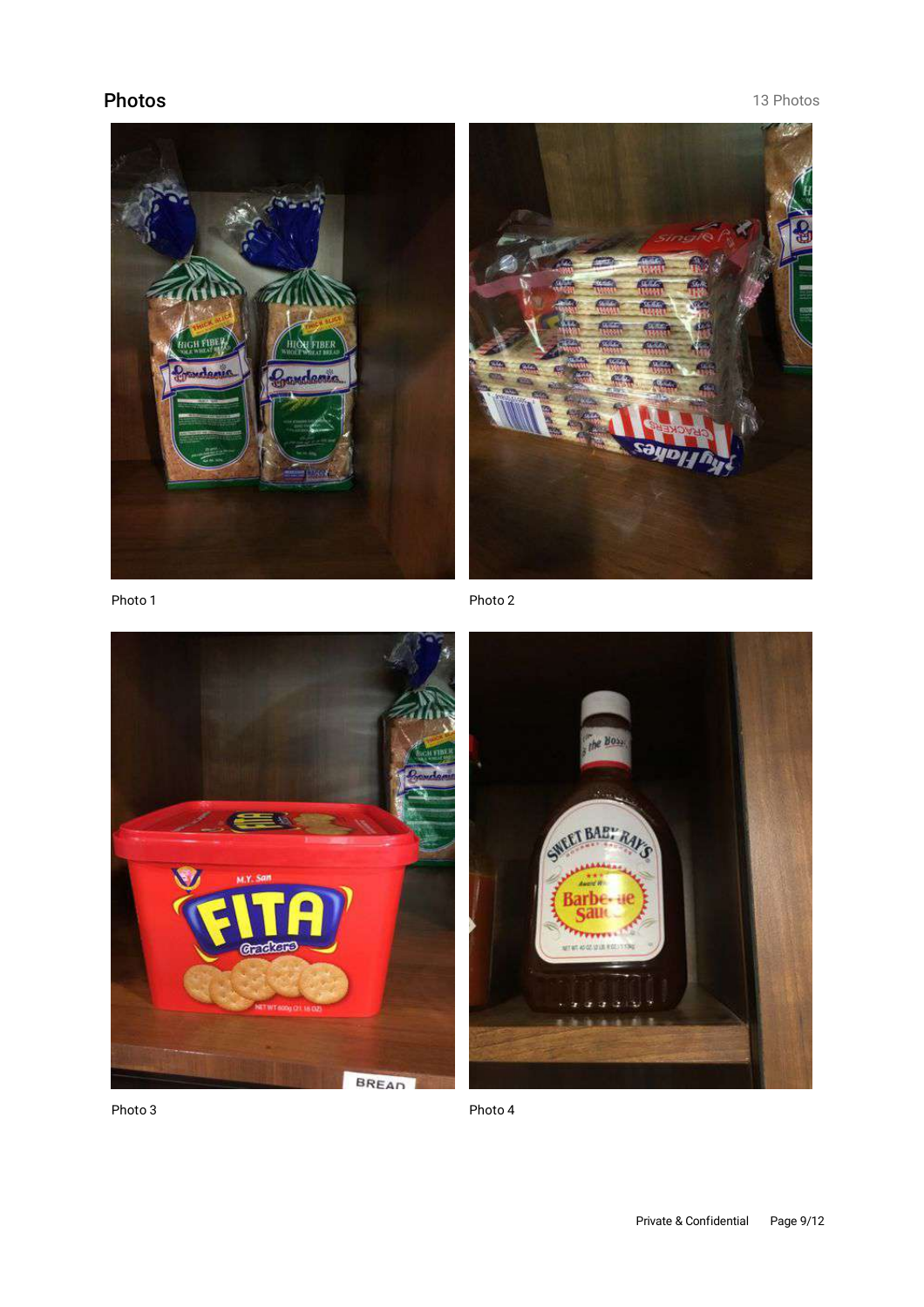## Photos

13 Photos

Photo 1

Photo 2

Photo 3

Photo 4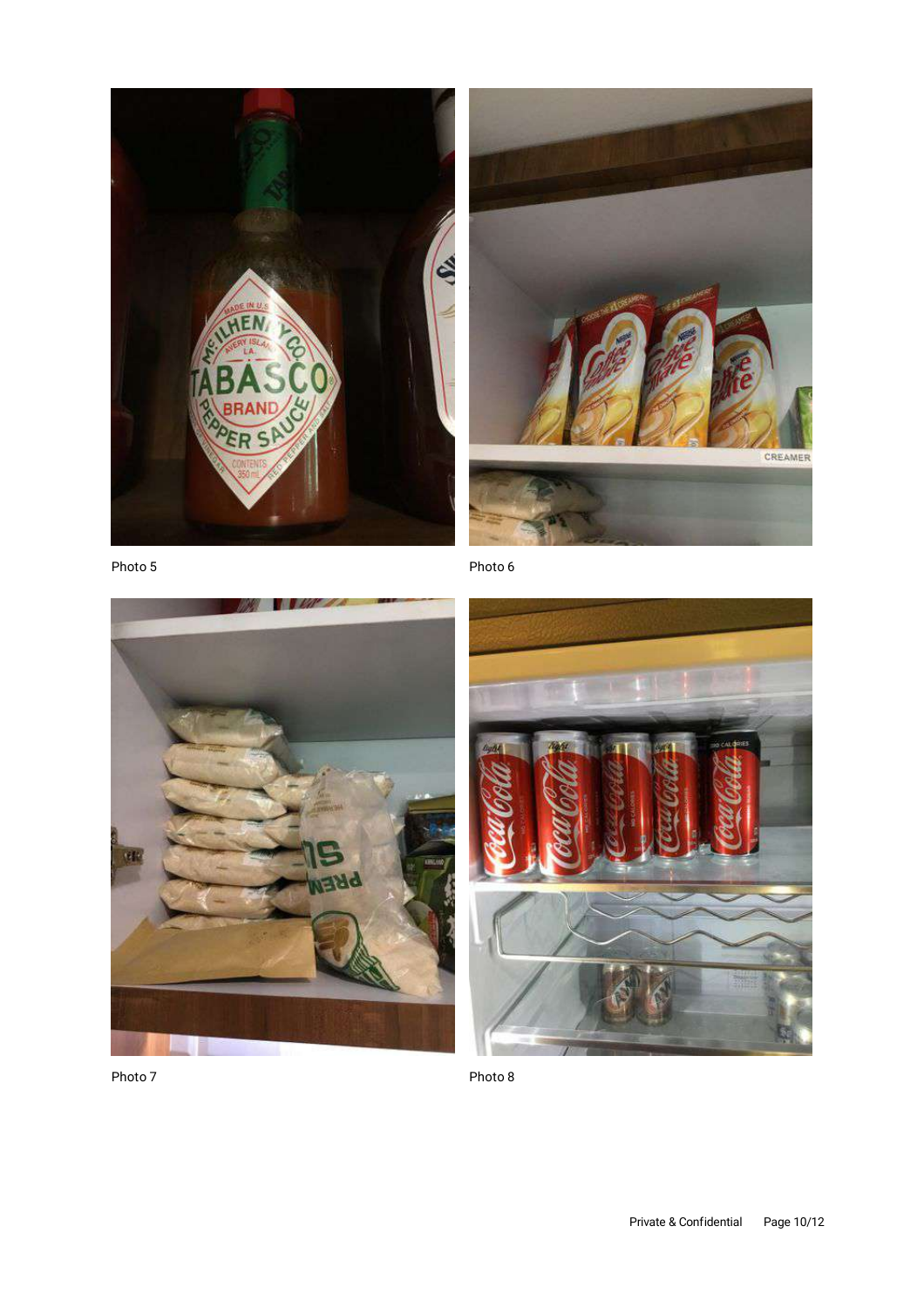Photo 5

Photo 6

Photo 7

Photo 8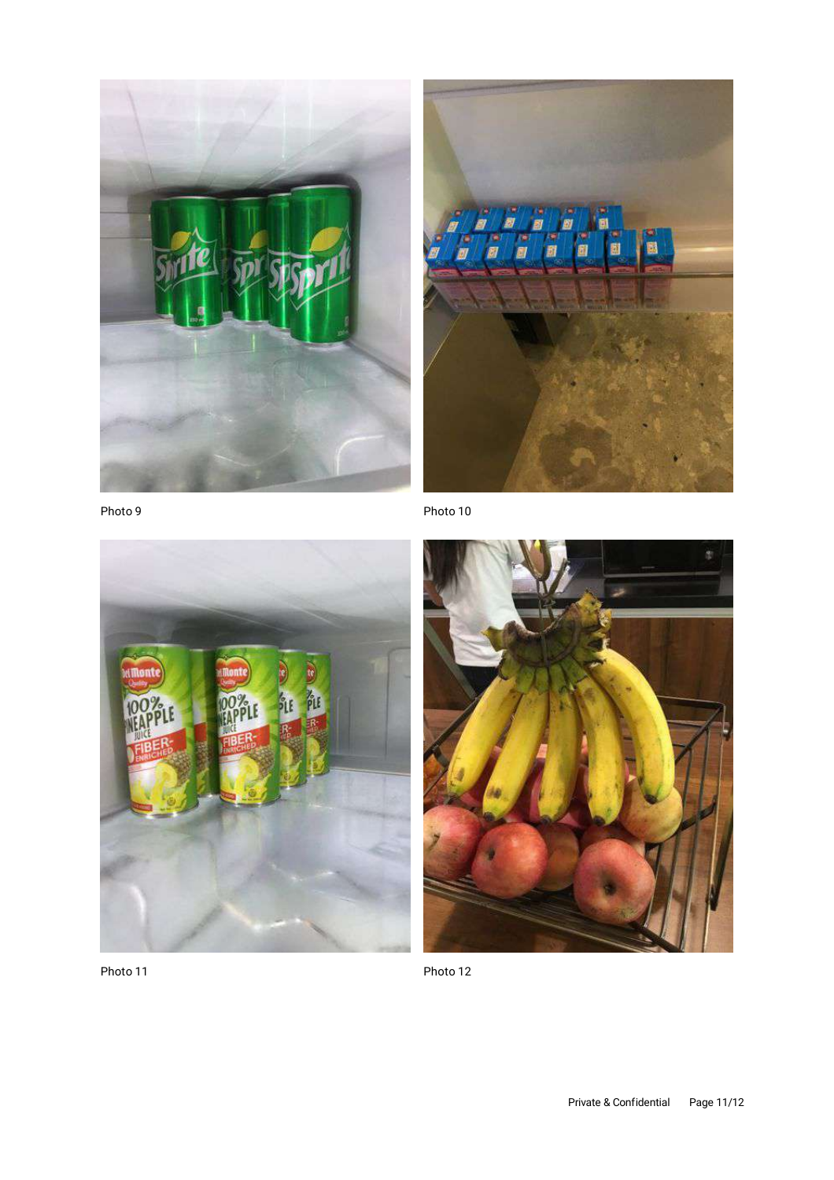Photo 9

Photo 10

Photo 11

Photo 12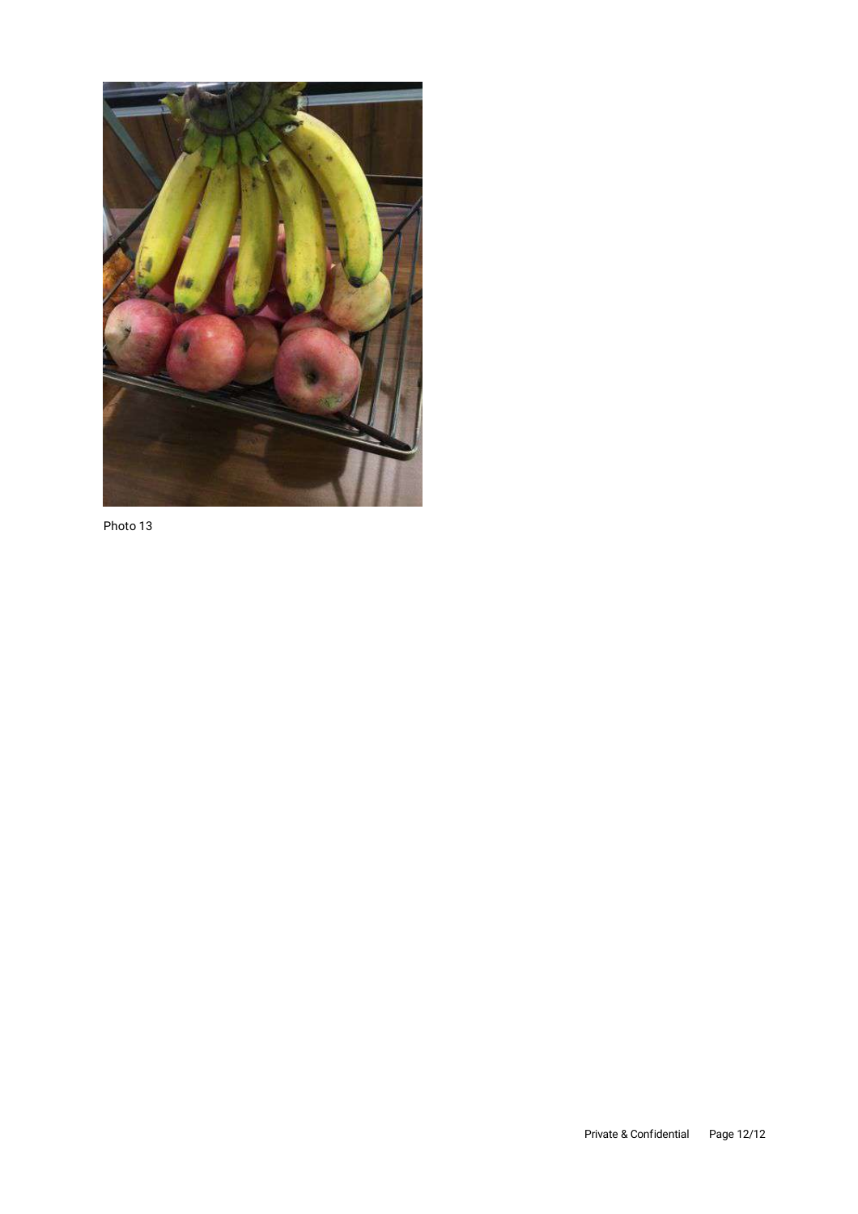Photo 13